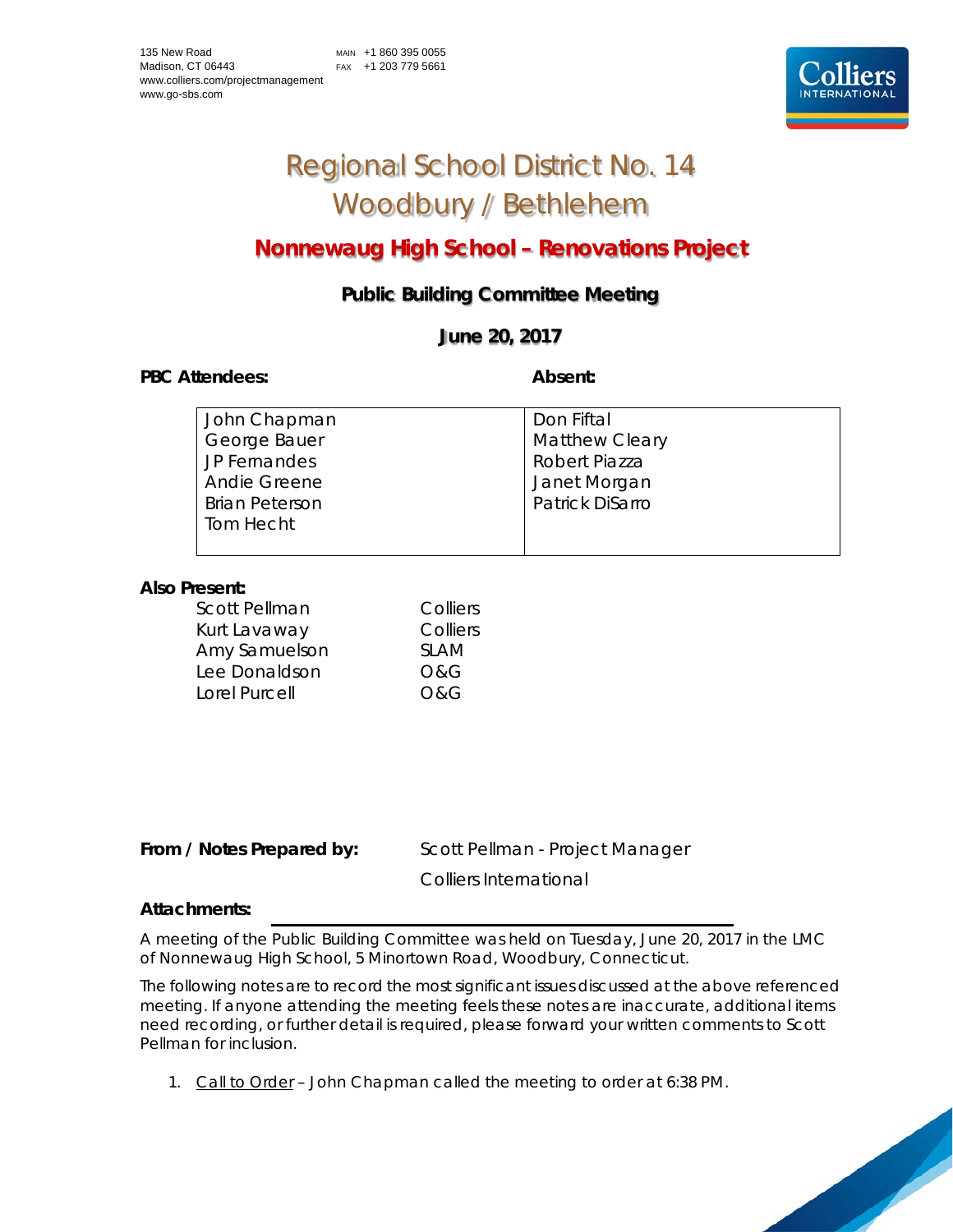135 New Road
Madison, CT 06443
www.colliers.com/projectmanagement
www.go-sbs.com

MAIN +1 860 395 0055
FAX +1 203 779 5661

# Regional School District No. 14
# Woodbury / Bethlehem

## Nonnewaug High School – Renovations Project

### Public Building Committee Meeting

### June 20, 2017

| **PBC Attendees:** | **Absent:** |
|---|---|
| John Chapman<br>George Bauer<br>JP Fernandes<br>Andie Greene<br>Brian Peterson<br>Tom Hecht | Don Fiftal<br>Matthew Cleary<br>Robert Piazza<br>Janet Morgan<br>Patrick DiSarro |

**Also Present:**

| | |
|---|---|
| Scott Pellman | Colliers |
| Kurt Lavaway | Colliers |
| Amy Samuelson | SLAM |
| Lee Donaldson | O&G |
| Lorel Purcell | O&G |

**From / Notes Prepared by:** Scott Pellman - Project Manager
Colliers International

**Attachments:**

A meeting of the Public Building Committee was held on Tuesday, June 20, 2017 in the LMC of Nonnewaug High School, 5 Minortown Road, Woodbury, Connecticut.

The following notes are to record the most significant issues discussed at the above referenced meeting. If anyone attending the meeting feels these notes are inaccurate, additional items need recording, or further detail is required, please forward your written comments to Scott Pellman for inclusion.

1. Call to Order – John Chapman called the meeting to order at 6:38 PM.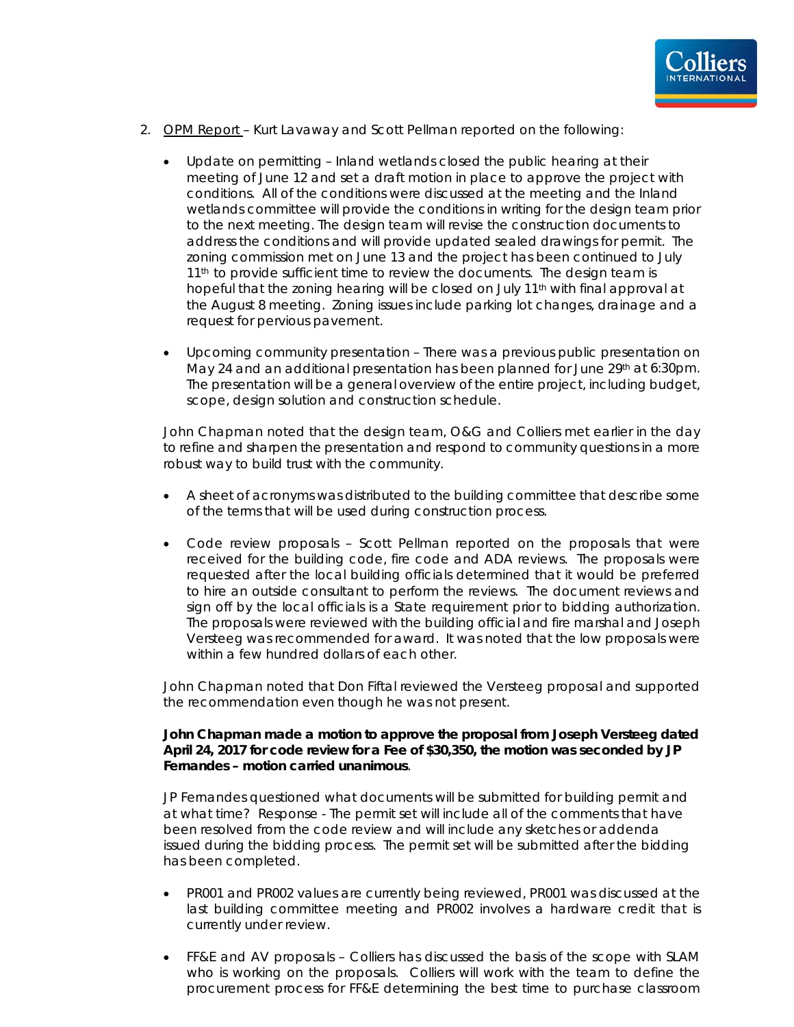2. <u>OPM Report</u> – Kurt Lavaway and Scott Pellman reported on the following:

   - Update on permitting – Inland wetlands closed the public hearing at their meeting of June 12 and set a draft motion in place to approve the project with conditions. All of the conditions were discussed at the meeting and the Inland wetlands committee will provide the conditions in writing for the design team prior to the next meeting. The design team will revise the construction documents to address the conditions and will provide updated sealed drawings for permit. The zoning commission met on June 13 and the project has been continued to July 11th to provide sufficient time to review the documents. The design team is hopeful that the zoning hearing will be closed on July 11th with final approval at the August 8 meeting. Zoning issues include parking lot changes, drainage and a request for pervious pavement.

   - Upcoming community presentation – There was a previous public presentation on May 24 and an additional presentation has been planned for June 29th at 6:30pm. The presentation will be a general overview of the entire project, including budget, scope, design solution and construction schedule.

   John Chapman noted that the design team, O&G and Colliers met earlier in the day to refine and sharpen the presentation and respond to community questions in a more robust way to build trust with the community.

   - A sheet of acronyms was distributed to the building committee that describe some of the terms that will be used during construction process.

   - Code review proposals – Scott Pellman reported on the proposals that were received for the building code, fire code and ADA reviews. The proposals were requested after the local building officials determined that it would be preferred to hire an outside consultant to perform the reviews. The document reviews and sign off by the local officials is a State requirement prior to bidding authorization. The proposals were reviewed with the building official and fire marshal and Joseph Versteeg was recommended for award. It was noted that the low proposals were within a few hundred dollars of each other.

   John Chapman noted that Don Fiftal reviewed the Versteeg proposal and supported the recommendation even though he was not present.

   **John Chapman made a motion to approve the proposal from Joseph Versteeg dated April 24, 2017 for code review for a Fee of $30,350, the motion was seconded by JP Fernandes – motion carried unanimous**.

   JP Fernandes questioned what documents will be submitted for building permit and at what time? Response - The permit set will include all of the comments that have been resolved from the code review and will include any sketches or addenda issued during the bidding process. The permit set will be submitted after the bidding has been completed.

   - PR001 and PR002 values are currently being reviewed, PR001 was discussed at the last building committee meeting and PR002 involves a hardware credit that is currently under review.

   - FF&E and AV proposals – Colliers has discussed the basis of the scope with SLAM who is working on the proposals. Colliers will work with the team to define the procurement process for FF&E determining the best time to purchase classroom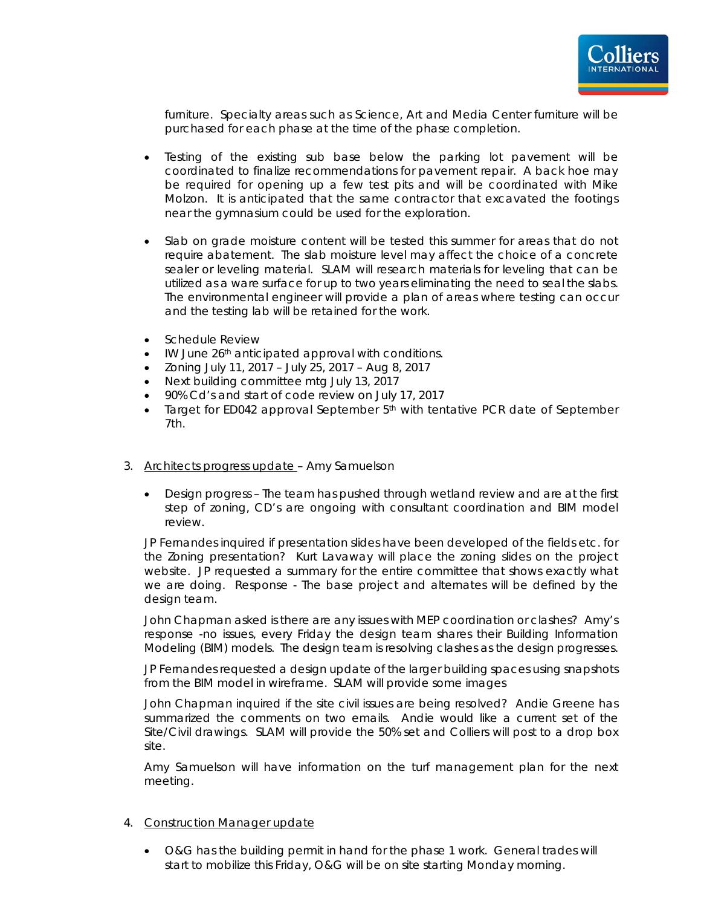furniture. Specialty areas such as Science, Art and Media Center furniture will be purchased for each phase at the time of the phase completion.

- Testing of the existing sub base below the parking lot pavement will be coordinated to finalize recommendations for pavement repair. A back hoe may be required for opening up a few test pits and will be coordinated with Mike Molzon. It is anticipated that the same contractor that excavated the footings near the gymnasium could be used for the exploration.

- Slab on grade moisture content will be tested this summer for areas that do not require abatement. The slab moisture level may affect the choice of a concrete sealer or leveling material. SLAM will research materials for leveling that can be utilized as a ware surface for up to two years eliminating the need to seal the slabs. The environmental engineer will provide a plan of areas where testing can occur and the testing lab will be retained for the work.

- Schedule Review
- IW June 26th anticipated approval with conditions.
- Zoning July 11, 2017 – July 25, 2017 – Aug 8, 2017
- Next building committee mtg July 13, 2017
- 90% Cd's and start of code review on July 17, 2017
- Target for ED042 approval September 5th with tentative PCR date of September 7th.

3. <u>Architects progress update</u> – Amy Samuelson

   - Design progress – The team has pushed through wetland review and are at the first step of zoning, CD's are ongoing with consultant coordination and BIM model review.

   JP Fernandes inquired if presentation slides have been developed of the fields etc. for the Zoning presentation? Kurt Lavaway will place the zoning slides on the project website. JP requested a summary for the entire committee that shows exactly what we are doing. Response - The base project and alternates will be defined by the design team.

   John Chapman asked is there are any issues with MEP coordination or clashes? Amy's response -no issues, every Friday the design team shares their Building Information Modeling (BIM) models. The design team is resolving clashes as the design progresses.

   JP Fernandes requested a design update of the larger building spaces using snapshots from the BIM model in wireframe. SLAM will provide some images

   John Chapman inquired if the site civil issues are being resolved? Andie Greene has summarized the comments on two emails. Andie would like a current set of the Site/Civil drawings. SLAM will provide the 50% set and Colliers will post to a drop box site.

   Amy Samuelson will have information on the turf management plan for the next meeting.

4. <u>Construction Manager update</u>

   - O&G has the building permit in hand for the phase 1 work. General trades will start to mobilize this Friday, O&G will be on site starting Monday morning.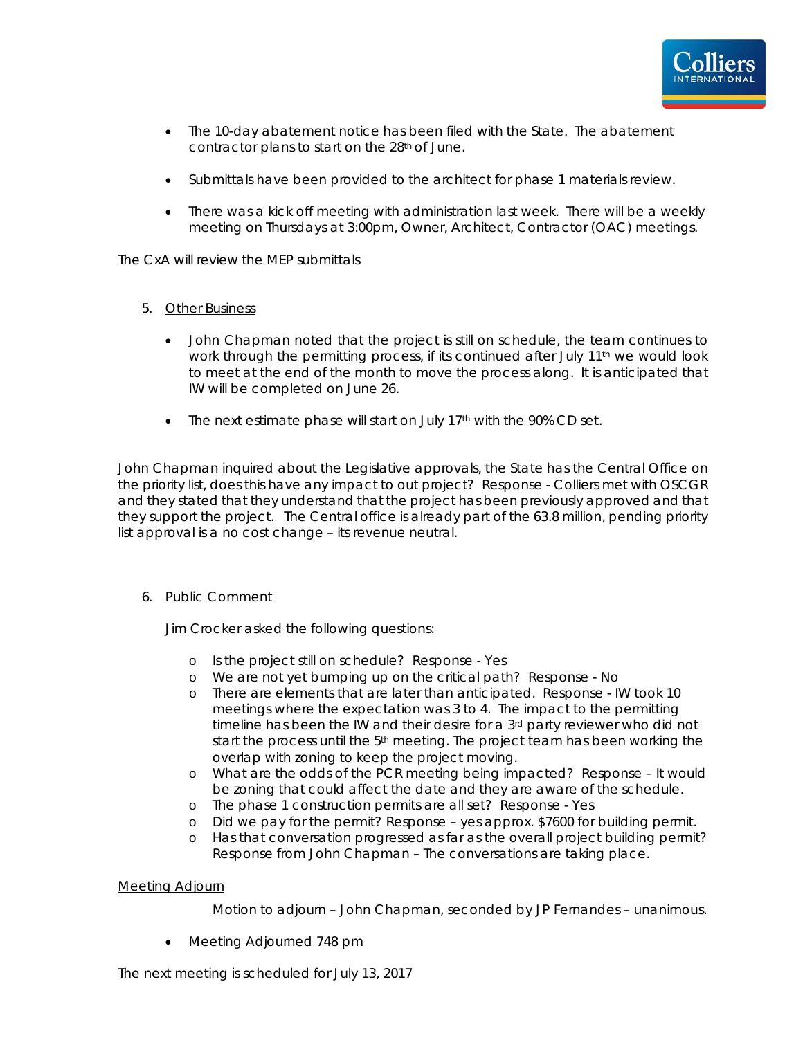- The 10-day abatement notice has been filed with the State. The abatement contractor plans to start on the 28th of June.
- Submittals have been provided to the architect for phase 1 materials review.
- There was a kick off meeting with administration last week. There will be a weekly meeting on Thursdays at 3:00pm, Owner, Architect, Contractor (OAC) meetings.

The CxA will review the MEP submittals

5. Other Business

- John Chapman noted that the project is still on schedule, the team continues to work through the permitting process, if its continued after July 11th we would look to meet at the end of the month to move the process along. It is anticipated that IW will be completed on June 26.
- The next estimate phase will start on July 17th with the 90% CD set.

John Chapman inquired about the Legislative approvals, the State has the Central Office on the priority list, does this have any impact to out project? Response - Colliers met with OSCGR and they stated that they understand that the project has been previously approved and that they support the project. The Central office is already part of the 63.8 million, pending priority list approval is a no cost change – its revenue neutral.

6. Public Comment

   Jim Crocker asked the following questions:

   - Is the project still on schedule? Response - Yes
   - We are not yet bumping up on the critical path? Response - No
   - There are elements that are later than anticipated. Response - IW took 10 meetings where the expectation was 3 to 4. The impact to the permitting timeline has been the IW and their desire for a 3rd party reviewer who did not start the process until the 5th meeting. The project team has been working the overlap with zoning to keep the project moving.
   - What are the odds of the PCR meeting being impacted? Response – It would be zoning that could affect the date and they are aware of the schedule.
   - The phase 1 construction permits are all set? Response - Yes
   - Did we pay for the permit? Response – yes approx. $7600 for building permit.
   - Has that conversation progressed as far as the overall project building permit? Response from John Chapman – The conversations are taking place.

Meeting Adjourn

Motion to adjourn – John Chapman, seconded by JP Fernandes – unanimous.

- Meeting Adjourned 748 pm

The next meeting is scheduled for July 13, 2017